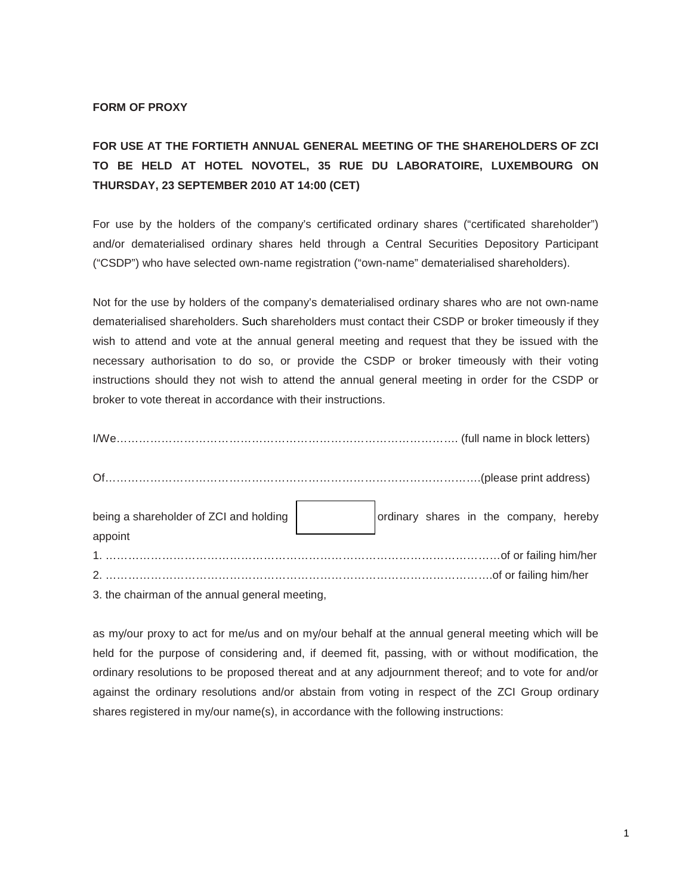**FORM OF PROXY**

**FOR USE AT THE FORTIETH ANNUAL GENERAL MEETING OF THE SHAREHOLDERS OF ZCI TO BE HELD AT HOTEL NOVOTEL, 35 RUE DU LABORATOIRE, LUXEMBOURG ON THURSDAY, 23 SEPTEMBER 2010 AT 14:00 (CET)**

For use by the holders of the company's certificated ordinary shares ("certificated shareholder") and/or dematerialised ordinary shares held through a Central Securities Depository Participant ("CSDP") who have selected own-name registration ("own-name" dematerialised shareholders).

Not for the use by holders of the company's dematerialised ordinary shares who are not own-name dematerialised shareholders. Such shareholders must contact their CSDP or broker timeously if they wish to attend and vote at the annual general meeting and request that they be issued with the necessary authorisation to do so, or provide the CSDP or broker timeously with their voting instructions should they not wish to attend the annual general meeting in order for the CSDP or broker to vote thereat in accordance with their instructions.

I/We……………………………………………………………………………… (full name in block letters)

Of…………………………………………………………………………………………(please print address)

being a shareholder of ZCI and holding [ ] ordinary shares in the company, hereby appoint

1. ………………………………………………………………………………………………of or failing him/her
2. ………………………………………………………………………………………………of or failing him/her
3. the chairman of the annual general meeting,

as my/our proxy to act for me/us and on my/our behalf at the annual general meeting which will be held for the purpose of considering and, if deemed fit, passing, with or without modification, the ordinary resolutions to be proposed thereat and at any adjournment thereof; and to vote for and/or against the ordinary resolutions and/or abstain from voting in respect of the ZCI Group ordinary shares registered in my/our name(s), in accordance with the following instructions: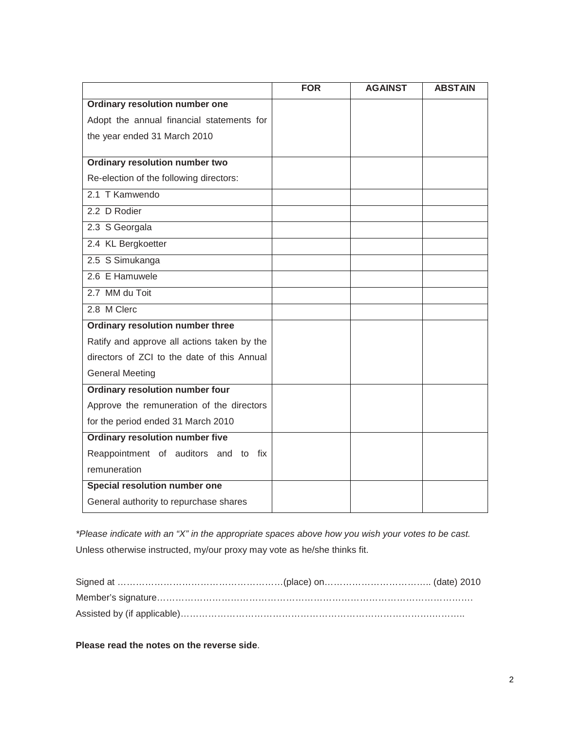| | FOR | AGAINST | ABSTAIN |
|---|---|---|---|
| **Ordinary resolution number one**<br>Adopt the annual financial statements for the year ended 31 March 2010 | | | |
| **Ordinary resolution number two**<br>Re-election of the following directors: | | | |
| 2.1 T Kamwendo | | | |
| 2.2 D Rodier | | | |
| 2.3 S Georgala | | | |
| 2.4 KL Bergkoetter | | | |
| 2.5 S Simukanga | | | |
| 2.6 E Hamuwele | | | |
| 2.7 MM du Toit | | | |
| 2.8 M Clerc | | | |
| **Ordinary resolution number three**<br>Ratify and approve all actions taken by the directors of ZCI to the date of this Annual General Meeting | | | |
| **Ordinary resolution number four**<br>Approve the remuneration of the directors for the period ended 31 March 2010 | | | |
| **Ordinary resolution number five**<br>Reappointment of auditors and to fix remuneration | | | |
| **Special resolution number one**<br>General authority to repurchase shares | | | |

*\*Please indicate with an "X" in the appropriate spaces above how you wish your votes to be cast.*
Unless otherwise instructed, my/our proxy may vote as he/she thinks fit.

Signed at ………………………………………………(place) on…………………………….. (date) 2010
Member's signature……………………………………………………………………………………….
Assisted by (if applicable)…………………………………………………………………….………..

**Please read the notes on the reverse side**.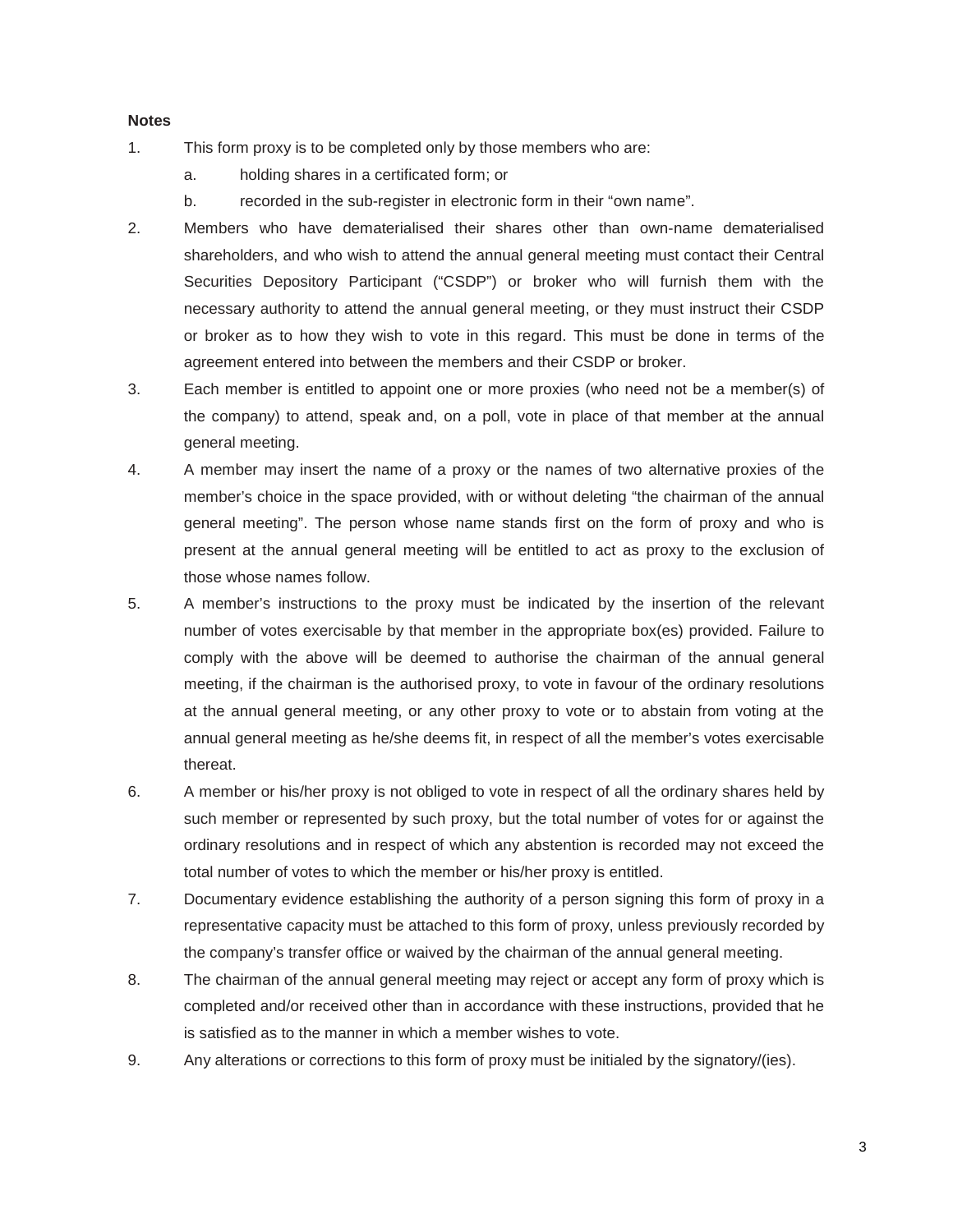**Notes**

1. This form proxy is to be completed only by those members who are:
   a. holding shares in a certificated form; or
   b. recorded in the sub-register in electronic form in their "own name".
2. Members who have dematerialised their shares other than own-name dematerialised shareholders, and who wish to attend the annual general meeting must contact their Central Securities Depository Participant ("CSDP") or broker who will furnish them with the necessary authority to attend the annual general meeting, or they must instruct their CSDP or broker as to how they wish to vote in this regard. This must be done in terms of the agreement entered into between the members and their CSDP or broker.
3. Each member is entitled to appoint one or more proxies (who need not be a member(s) of the company) to attend, speak and, on a poll, vote in place of that member at the annual general meeting.
4. A member may insert the name of a proxy or the names of two alternative proxies of the member's choice in the space provided, with or without deleting "the chairman of the annual general meeting". The person whose name stands first on the form of proxy and who is present at the annual general meeting will be entitled to act as proxy to the exclusion of those whose names follow.
5. A member's instructions to the proxy must be indicated by the insertion of the relevant number of votes exercisable by that member in the appropriate box(es) provided. Failure to comply with the above will be deemed to authorise the chairman of the annual general meeting, if the chairman is the authorised proxy, to vote in favour of the ordinary resolutions at the annual general meeting, or any other proxy to vote or to abstain from voting at the annual general meeting as he/she deems fit, in respect of all the member's votes exercisable thereat.
6. A member or his/her proxy is not obliged to vote in respect of all the ordinary shares held by such member or represented by such proxy, but the total number of votes for or against the ordinary resolutions and in respect of which any abstention is recorded may not exceed the total number of votes to which the member or his/her proxy is entitled.
7. Documentary evidence establishing the authority of a person signing this form of proxy in a representative capacity must be attached to this form of proxy, unless previously recorded by the company's transfer office or waived by the chairman of the annual general meeting.
8. The chairman of the annual general meeting may reject or accept any form of proxy which is completed and/or received other than in accordance with these instructions, provided that he is satisfied as to the manner in which a member wishes to vote.
9. Any alterations or corrections to this form of proxy must be initialed by the signatory/(ies).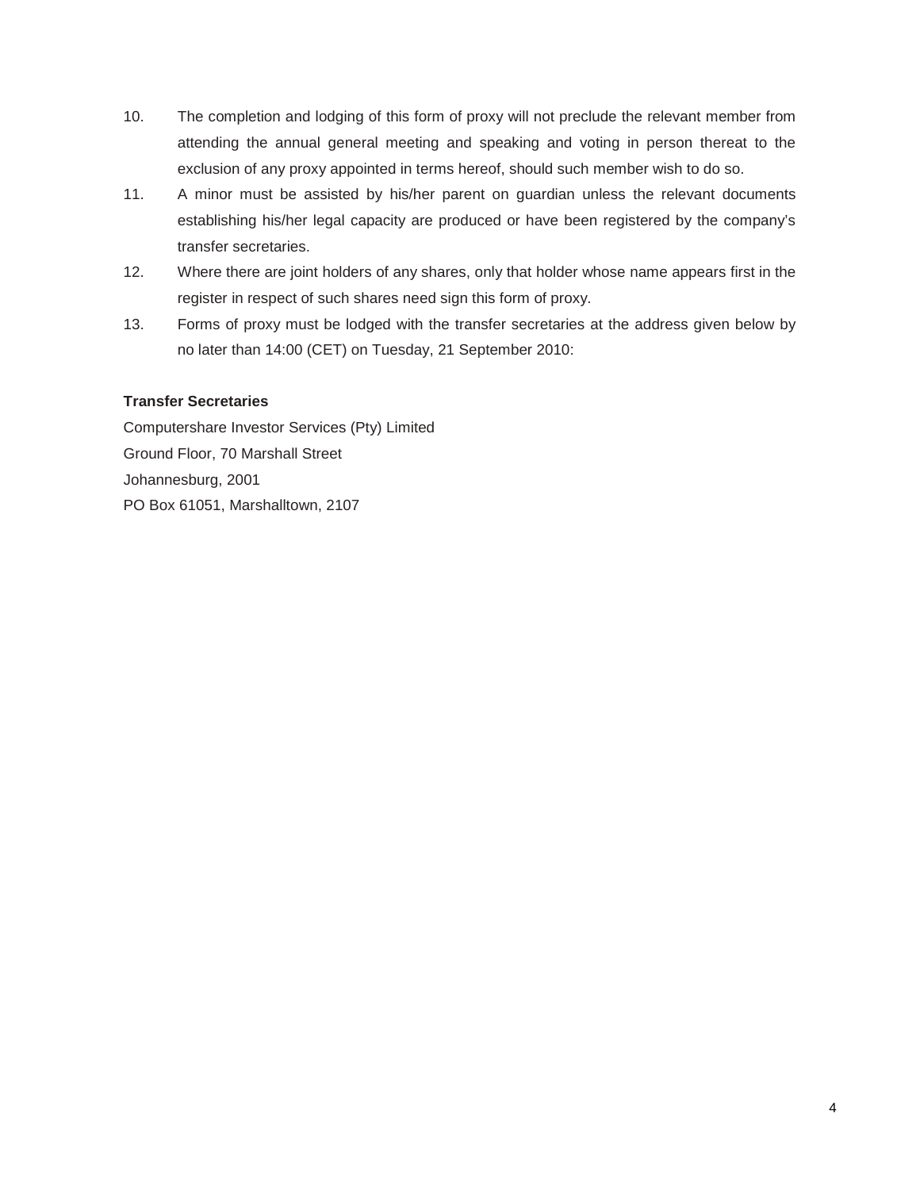10. The completion and lodging of this form of proxy will not preclude the relevant member from attending the annual general meeting and speaking and voting in person thereat to the exclusion of any proxy appointed in terms hereof, should such member wish to do so.
11. A minor must be assisted by his/her parent on guardian unless the relevant documents establishing his/her legal capacity are produced or have been registered by the company's transfer secretaries.
12. Where there are joint holders of any shares, only that holder whose name appears first in the register in respect of such shares need sign this form of proxy.
13. Forms of proxy must be lodged with the transfer secretaries at the address given below by no later than 14:00 (CET) on Tuesday, 21 September 2010:

**Transfer Secretaries**

Computershare Investor Services (Pty) Limited  
Ground Floor, 70 Marshall Street  
Johannesburg, 2001  
PO Box 61051, Marshalltown, 2107